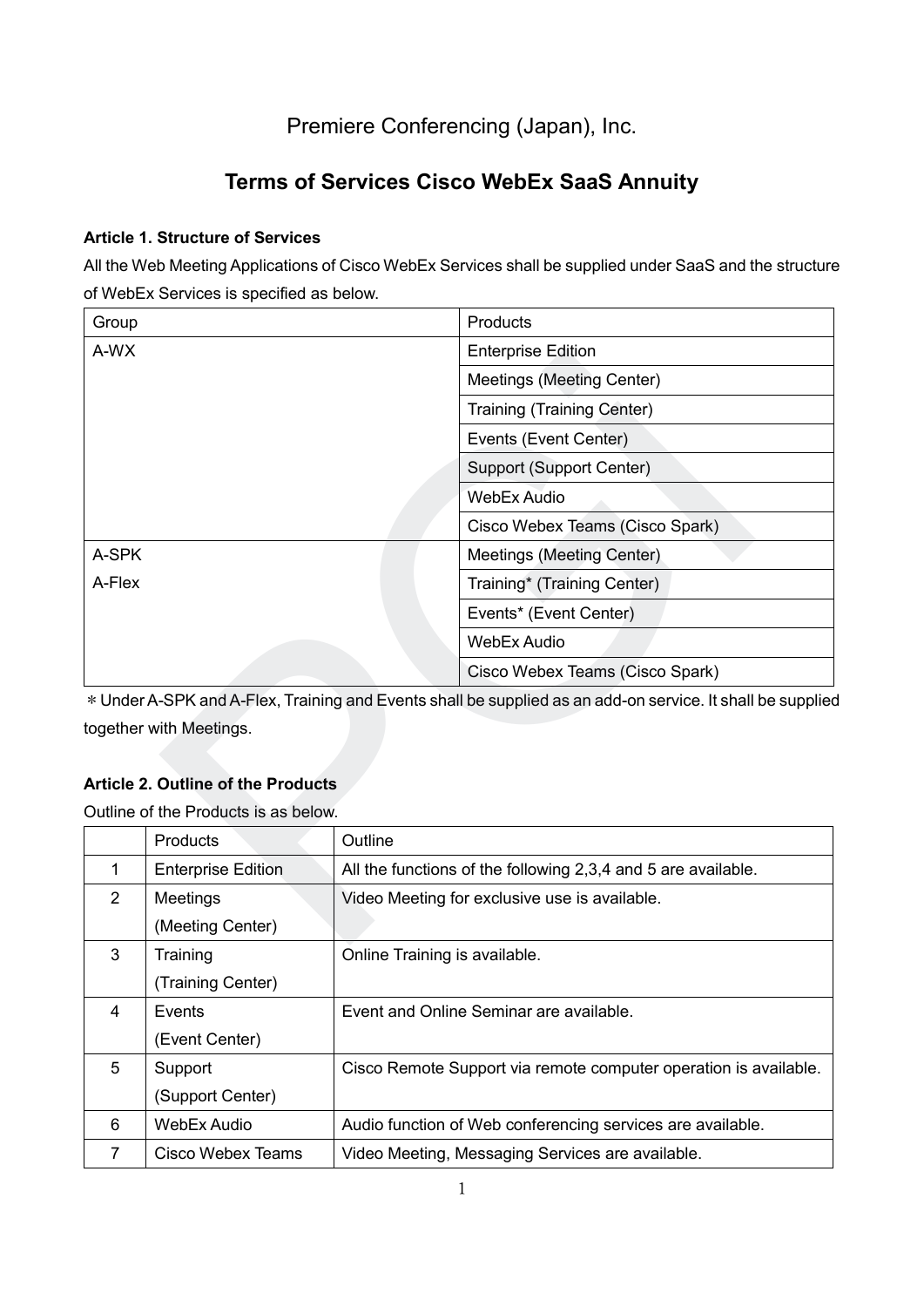Premiere Conferencing (Japan), Inc.

# Terms of Services Cisco WebEx SaaS Annuity

### Article 1. Structure of Services

All the Web Meeting Applications of Cisco WebEx Services shall be supplied under SaaS and the structure of WebEx Services is specified as below.

| Group | Products |
|---|---|
| A-WX | Enterprise Edition |
| | Meetings (Meeting Center) |
| | Training (Training Center) |
| | Events (Event Center) |
| | Support (Support Center) |
| | WebEx Audio |
| | Cisco Webex Teams (Cisco Spark) |
| A-SPK<br>A-Flex | Meetings (Meeting Center) |
| | Training* (Training Center) |
| | Events* (Event Center) |
| | WebEx Audio |
| | Cisco Webex Teams (Cisco Spark) |

＊Under A-SPK and A-Flex, Training and Events shall be supplied as an add-on service. It shall be supplied together with Meetings.

### Article 2. Outline of the Products

Outline of the Products is as below.

| | Products | Outline |
|---|---|---|
| 1 | Enterprise Edition | All the functions of the following 2,3,4 and 5 are available. |
| 2 | Meetings<br>(Meeting Center) | Video Meeting for exclusive use is available. |
| 3 | Training<br>(Training Center) | Online Training is available. |
| 4 | Events<br>(Event Center) | Event and Online Seminar are available. |
| 5 | Support<br>(Support Center) | Cisco Remote Support via remote computer operation is available. |
| 6 | WebEx Audio | Audio function of Web conferencing services are available. |
| 7 | Cisco Webex Teams | Video Meeting, Messaging Services are available. |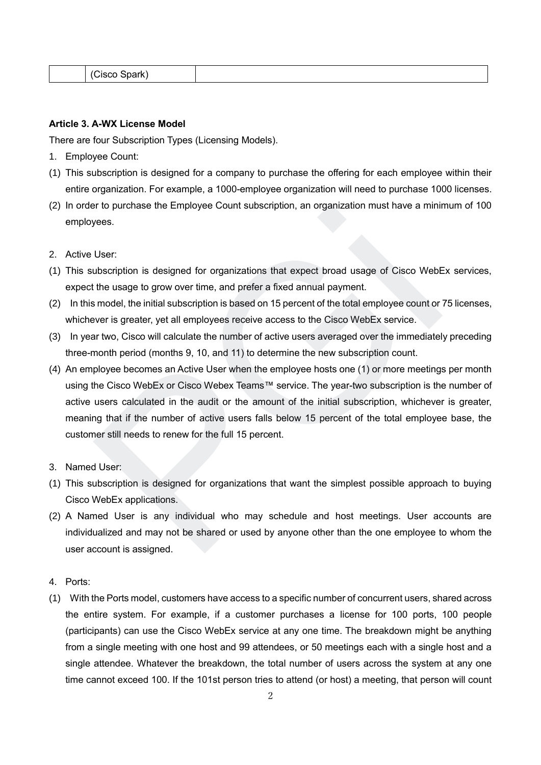|  | (Cisco Spark) |  |
|---|---|---|

**Article 3. A-WX License Model**

There are four Subscription Types (Licensing Models).

1. Employee Count:

(1) This subscription is designed for a company to purchase the offering for each employee within their entire organization. For example, a 1000-employee organization will need to purchase 1000 licenses.

(2) In order to purchase the Employee Count subscription, an organization must have a minimum of 100 employees.

2. Active User:

(1) This subscription is designed for organizations that expect broad usage of Cisco WebEx services, expect the usage to grow over time, and prefer a fixed annual payment.

(2) In this model, the initial subscription is based on 15 percent of the total employee count or 75 licenses, whichever is greater, yet all employees receive access to the Cisco WebEx service.

(3) In year two, Cisco will calculate the number of active users averaged over the immediately preceding three-month period (months 9, 10, and 11) to determine the new subscription count.

(4) An employee becomes an Active User when the employee hosts one (1) or more meetings per month using the Cisco WebEx or Cisco Webex Teams™ service. The year-two subscription is the number of active users calculated in the audit or the amount of the initial subscription, whichever is greater, meaning that if the number of active users falls below 15 percent of the total employee base, the customer still needs to renew for the full 15 percent.

3. Named User:

(1) This subscription is designed for organizations that want the simplest possible approach to buying Cisco WebEx applications.

(2) A Named User is any individual who may schedule and host meetings. User accounts are individualized and may not be shared or used by anyone other than the one employee to whom the user account is assigned.

4. Ports:

(1) With the Ports model, customers have access to a specific number of concurrent users, shared across the entire system. For example, if a customer purchases a license for 100 ports, 100 people (participants) can use the Cisco WebEx service at any one time. The breakdown might be anything from a single meeting with one host and 99 attendees, or 50 meetings each with a single host and a single attendee. Whatever the breakdown, the total number of users across the system at any one time cannot exceed 100. If the 101st person tries to attend (or host) a meeting, that person will count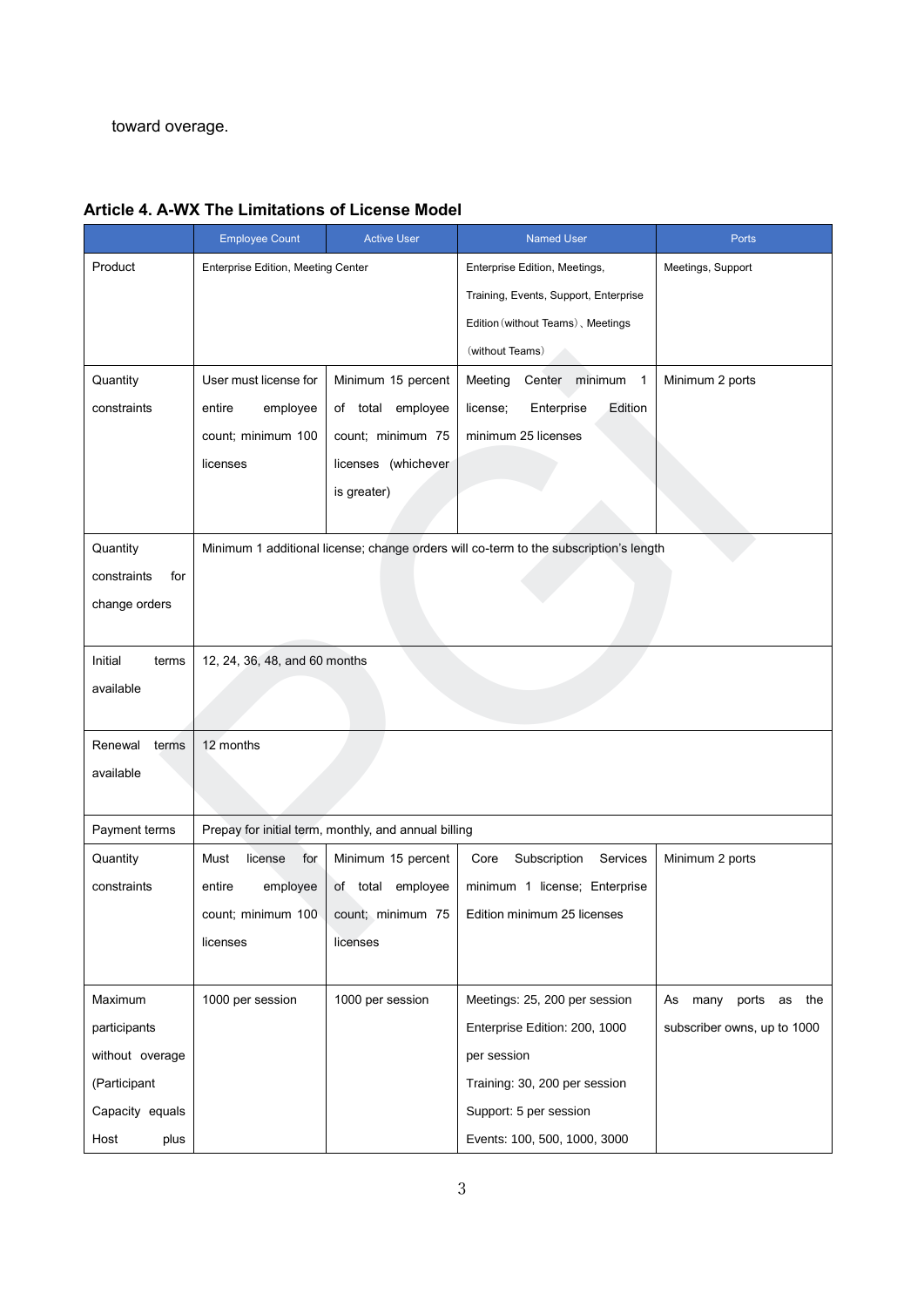toward overage.

**Article 4. A-WX The Limitations of License Model**

| | Employee Count | Active User | Named User | Ports |
|---|---|---|---|---|
| Product | Enterprise Edition, Meeting Center | | Enterprise Edition, Meetings, Training, Events, Support, Enterprise Edition（without Teams）、Meetings（without Teams） | Meetings, Support |
| Quantity constraints | User must license for entire employee count; minimum 100 licenses | Minimum 15 percent of total employee count; minimum 75 licenses (whichever is greater) | Meeting Center minimum 1 license; Enterprise Edition minimum 25 licenses | Minimum 2 ports |
| Quantity constraints for change orders | Minimum 1 additional license; change orders will co-term to the subscription's length | | | |
| Initial terms available | 12, 24, 36, 48, and 60 months | | | |
| Renewal terms available | 12 months | | | |
| Payment terms | Prepay for initial term, monthly, and annual billing | | | |
| Quantity constraints | Must license for entire employee count; minimum 100 licenses | Minimum 15 percent of total employee count; minimum 75 licenses | Core Subscription Services minimum 1 license; Enterprise Edition minimum 25 licenses | Minimum 2 ports |
| Maximum participants without overage (Participant Capacity equals Host plus | 1000 per session | 1000 per session | Meetings: 25, 200 per session<br>Enterprise Edition: 200, 1000 per session<br>Training: 30, 200 per session<br>Support: 5 per session<br>Events: 100, 500, 1000, 3000 | As many ports as the subscriber owns, up to 1000 |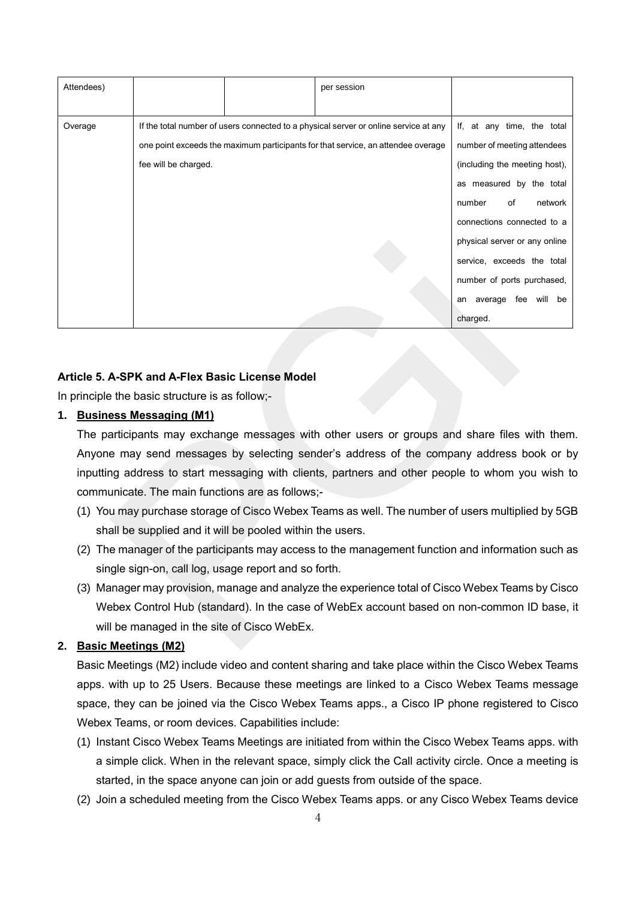| Attendees) | | | per session | |
| --- | --- | --- | --- | --- |
| Overage | If the total number of users connected to a physical server or online service at any one point exceeds the maximum participants for that service, an attendee overage fee will be charged. | | | If, at any time, the total number of meeting attendees (including the meeting host), as measured by the total number of network connections connected to a physical server or any online service, exceeds the total number of ports purchased, an average fee will be charged. |

**Article 5. A-SPK and A-Flex Basic License Model**

In principle the basic structure is as follow;-

1. **<u>Business Messaging (M1)</u>**

   The participants may exchange messages with other users or groups and share files with them. Anyone may send messages by selecting sender's address of the company address book or by inputting address to start messaging with clients, partners and other people to whom you wish to communicate. The main functions are as follows;-

   (1) You may purchase storage of Cisco Webex Teams as well. The number of users multiplied by 5GB shall be supplied and it will be pooled within the users.

   (2) The manager of the participants may access to the management function and information such as single sign-on, call log, usage report and so forth.

   (3) Manager may provision, manage and analyze the experience total of Cisco Webex Teams by Cisco Webex Control Hub (standard). In the case of WebEx account based on non-common ID base, it will be managed in the site of Cisco WebEx.

2. **<u>Basic Meetings (M2)</u>**

   Basic Meetings (M2) include video and content sharing and take place within the Cisco Webex Teams apps. with up to 25 Users. Because these meetings are linked to a Cisco Webex Teams message space, they can be joined via the Cisco Webex Teams apps., a Cisco IP phone registered to Cisco Webex Teams, or room devices. Capabilities include:

   (1) Instant Cisco Webex Teams Meetings are initiated from within the Cisco Webex Teams apps. with a simple click. When in the relevant space, simply click the Call activity circle. Once a meeting is started, in the space anyone can join or add guests from outside of the space.

   (2) Join a scheduled meeting from the Cisco Webex Teams apps. or any Cisco Webex Teams device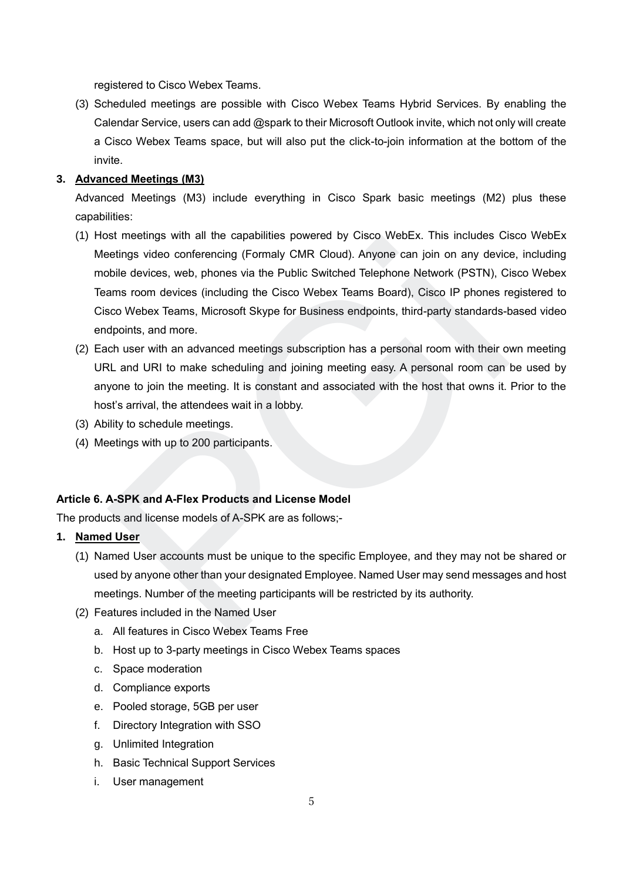registered to Cisco Webex Teams.

(3) Scheduled meetings are possible with Cisco Webex Teams Hybrid Services. By enabling the Calendar Service, users can add @spark to their Microsoft Outlook invite, which not only will create a Cisco Webex Teams space, but will also put the click-to-join information at the bottom of the invite.

**3. <u>Advanced Meetings (M3)</u>**

Advanced Meetings (M3) include everything in Cisco Spark basic meetings (M2) plus these capabilities:

(1) Host meetings with all the capabilities powered by Cisco WebEx. This includes Cisco WebEx Meetings video conferencing (Formaly CMR Cloud). Anyone can join on any device, including mobile devices, web, phones via the Public Switched Telephone Network (PSTN), Cisco Webex Teams room devices (including the Cisco Webex Teams Board), Cisco IP phones registered to Cisco Webex Teams, Microsoft Skype for Business endpoints, third-party standards-based video endpoints, and more.

(2) Each user with an advanced meetings subscription has a personal room with their own meeting URL and URI to make scheduling and joining meeting easy. A personal room can be used by anyone to join the meeting. It is constant and associated with the host that owns it. Prior to the host's arrival, the attendees wait in a lobby.

(3) Ability to schedule meetings.

(4) Meetings with up to 200 participants.

**Article 6. A-SPK and A-Flex Products and License Model**

The products and license models of A-SPK are as follows;-

**1. <u>Named User</u>**

(1) Named User accounts must be unique to the specific Employee, and they may not be shared or used by anyone other than your designated Employee. Named User may send messages and host meetings. Number of the meeting participants will be restricted by its authority.

(2) Features included in the Named User

a. All features in Cisco Webex Teams Free

b. Host up to 3-party meetings in Cisco Webex Teams spaces

c. Space moderation

d. Compliance exports

e. Pooled storage, 5GB per user

f. Directory Integration with SSO

g. Unlimited Integration

h. Basic Technical Support Services

i. User management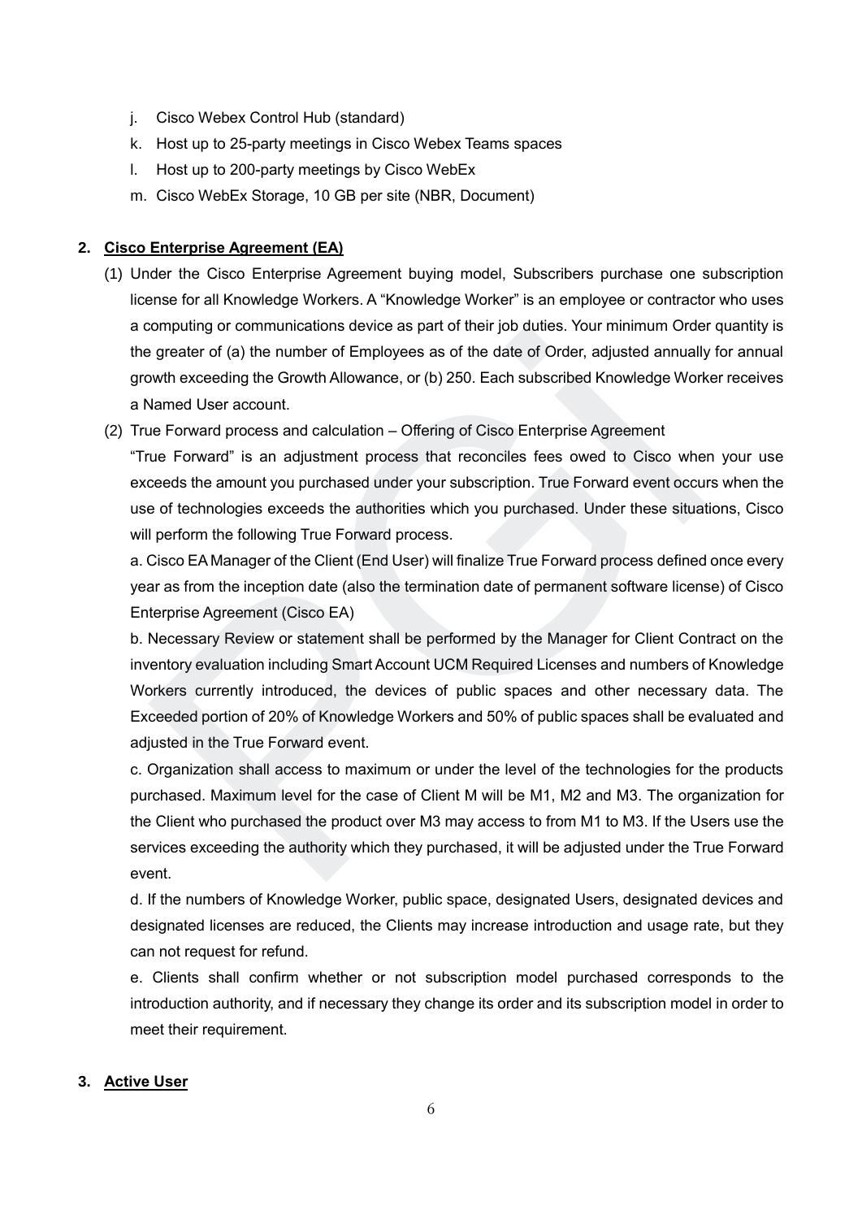j. Cisco Webex Control Hub (standard)
k. Host up to 25-party meetings in Cisco Webex Teams spaces
l. Host up to 200-party meetings by Cisco WebEx
m. Cisco WebEx Storage, 10 GB per site (NBR, Document)

**2. Cisco Enterprise Agreement (EA)**

(1) Under the Cisco Enterprise Agreement buying model, Subscribers purchase one subscription license for all Knowledge Workers. A "Knowledge Worker" is an employee or contractor who uses a computing or communications device as part of their job duties. Your minimum Order quantity is the greater of (a) the number of Employees as of the date of Order, adjusted annually for annual growth exceeding the Growth Allowance, or (b) 250. Each subscribed Knowledge Worker receives a Named User account.

(2) True Forward process and calculation – Offering of Cisco Enterprise Agreement

"True Forward" is an adjustment process that reconciles fees owed to Cisco when your use exceeds the amount you purchased under your subscription. True Forward event occurs when the use of technologies exceeds the authorities which you purchased. Under these situations, Cisco will perform the following True Forward process.

a. Cisco EA Manager of the Client (End User) will finalize True Forward process defined once every year as from the inception date (also the termination date of permanent software license) of Cisco Enterprise Agreement (Cisco EA)

b. Necessary Review or statement shall be performed by the Manager for Client Contract on the inventory evaluation including Smart Account UCM Required Licenses and numbers of Knowledge Workers currently introduced, the devices of public spaces and other necessary data. The Exceeded portion of 20% of Knowledge Workers and 50% of public spaces shall be evaluated and adjusted in the True Forward event.

c. Organization shall access to maximum or under the level of the technologies for the products purchased. Maximum level for the case of Client M will be M1, M2 and M3. The organization for the Client who purchased the product over M3 may access to from M1 to M3. If the Users use the services exceeding the authority which they purchased, it will be adjusted under the True Forward event.

d. If the numbers of Knowledge Worker, public space, designated Users, designated devices and designated licenses are reduced, the Clients may increase introduction and usage rate, but they can not request for refund.

e. Clients shall confirm whether or not subscription model purchased corresponds to the introduction authority, and if necessary they change its order and its subscription model in order to meet their requirement.

**3. Active User**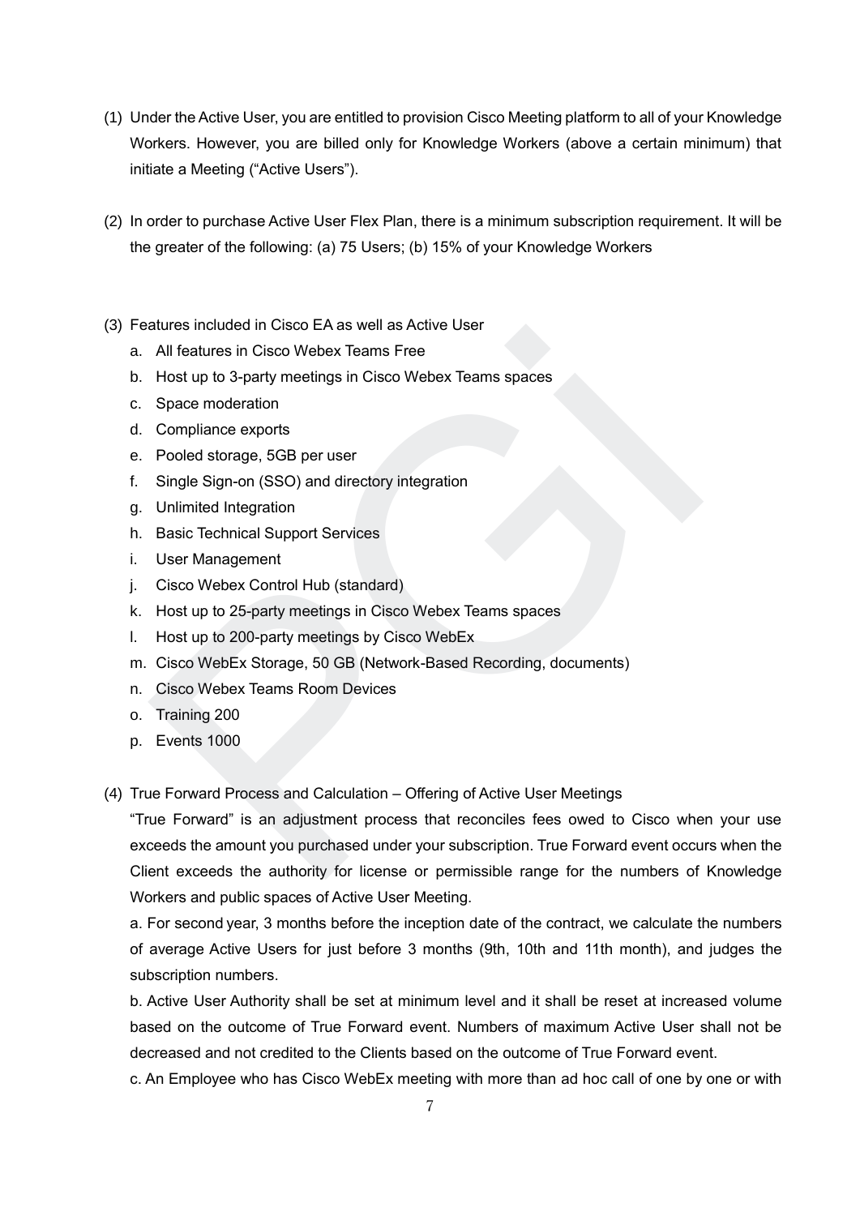(1) Under the Active User, you are entitled to provision Cisco Meeting platform to all of your Knowledge Workers. However, you are billed only for Knowledge Workers (above a certain minimum) that initiate a Meeting ("Active Users").

(2) In order to purchase Active User Flex Plan, there is a minimum subscription requirement. It will be the greater of the following: (a) 75 Users; (b) 15% of your Knowledge Workers

(3) Features included in Cisco EA as well as Active User

   a. All features in Cisco Webex Teams Free
   b. Host up to 3-party meetings in Cisco Webex Teams spaces
   c. Space moderation
   d. Compliance exports
   e. Pooled storage, 5GB per user
   f. Single Sign-on (SSO) and directory integration
   g. Unlimited Integration
   h. Basic Technical Support Services
   i. User Management
   j. Cisco Webex Control Hub (standard)
   k. Host up to 25-party meetings in Cisco Webex Teams spaces
   l. Host up to 200-party meetings by Cisco WebEx
   m. Cisco WebEx Storage, 50 GB (Network-Based Recording, documents)
   n. Cisco Webex Teams Room Devices
   o. Training 200
   p. Events 1000

(4) True Forward Process and Calculation – Offering of Active User Meetings

   "True Forward" is an adjustment process that reconciles fees owed to Cisco when your use exceeds the amount you purchased under your subscription. True Forward event occurs when the Client exceeds the authority for license or permissible range for the numbers of Knowledge Workers and public spaces of Active User Meeting.

   a. For second year, 3 months before the inception date of the contract, we calculate the numbers of average Active Users for just before 3 months (9th, 10th and 11th month), and judges the subscription numbers.

   b. Active User Authority shall be set at minimum level and it shall be reset at increased volume based on the outcome of True Forward event. Numbers of maximum Active User shall not be decreased and not credited to the Clients based on the outcome of True Forward event.

   c. An Employee who has Cisco WebEx meeting with more than ad hoc call of one by one or with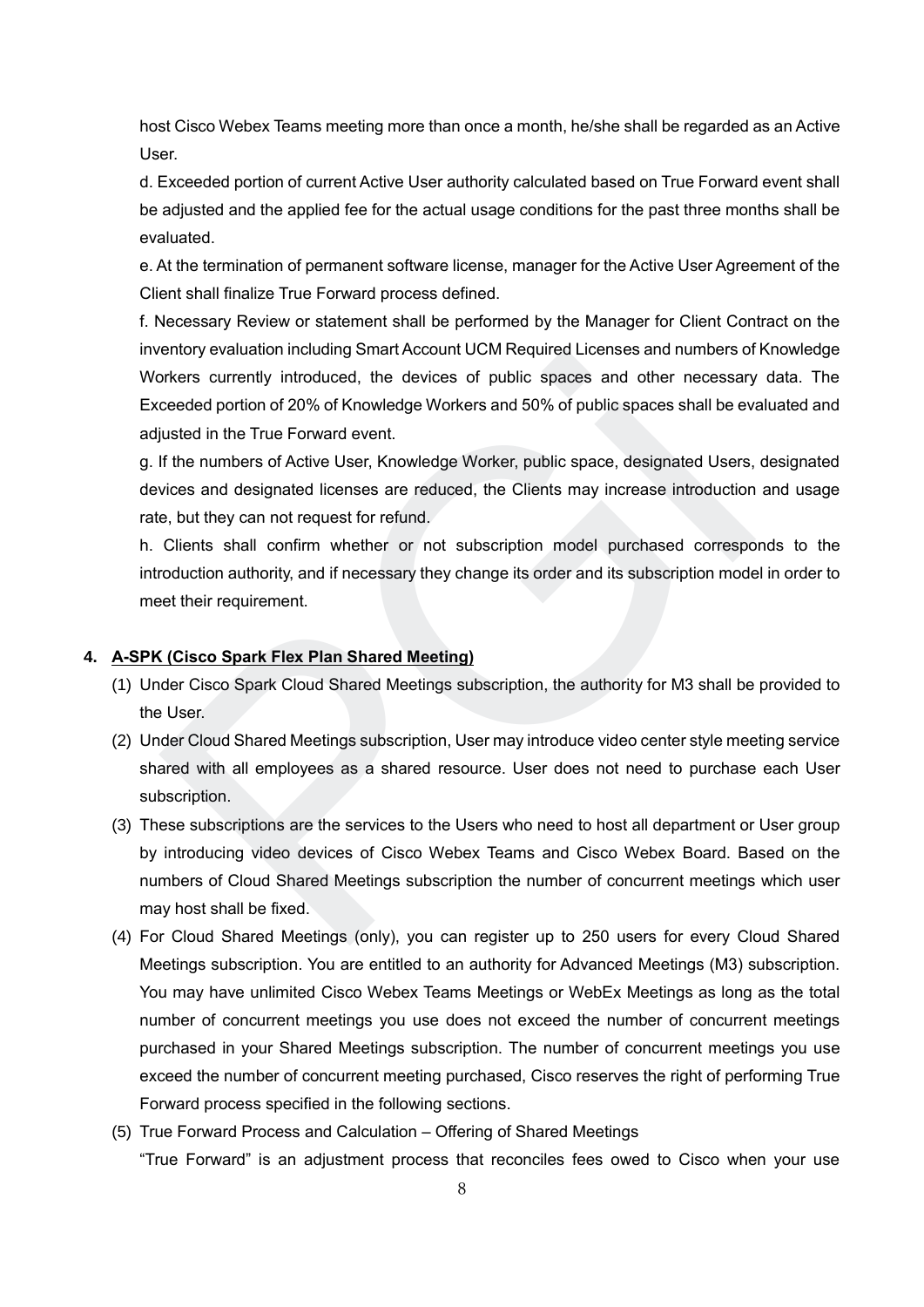host Cisco Webex Teams meeting more than once a month, he/she shall be regarded as an Active User.

d. Exceeded portion of current Active User authority calculated based on True Forward event shall be adjusted and the applied fee for the actual usage conditions for the past three months shall be evaluated.

e. At the termination of permanent software license, manager for the Active User Agreement of the Client shall finalize True Forward process defined.

f. Necessary Review or statement shall be performed by the Manager for Client Contract on the inventory evaluation including Smart Account UCM Required Licenses and numbers of Knowledge Workers currently introduced, the devices of public spaces and other necessary data. The Exceeded portion of 20% of Knowledge Workers and 50% of public spaces shall be evaluated and adjusted in the True Forward event.

g. If the numbers of Active User, Knowledge Worker, public space, designated Users, designated devices and designated licenses are reduced, the Clients may increase introduction and usage rate, but they can not request for refund.

h. Clients shall confirm whether or not subscription model purchased corresponds to the introduction authority, and if necessary they change its order and its subscription model in order to meet their requirement.

**4. A-SPK (Cisco Spark Flex Plan Shared Meeting)**

(1) Under Cisco Spark Cloud Shared Meetings subscription, the authority for M3 shall be provided to the User.

(2) Under Cloud Shared Meetings subscription, User may introduce video center style meeting service shared with all employees as a shared resource. User does not need to purchase each User subscription.

(3) These subscriptions are the services to the Users who need to host all department or User group by introducing video devices of Cisco Webex Teams and Cisco Webex Board. Based on the numbers of Cloud Shared Meetings subscription the number of concurrent meetings which user may host shall be fixed.

(4) For Cloud Shared Meetings (only), you can register up to 250 users for every Cloud Shared Meetings subscription. You are entitled to an authority for Advanced Meetings (M3) subscription. You may have unlimited Cisco Webex Teams Meetings or WebEx Meetings as long as the total number of concurrent meetings you use does not exceed the number of concurrent meetings purchased in your Shared Meetings subscription. The number of concurrent meetings you use exceed the number of concurrent meeting purchased, Cisco reserves the right of performing True Forward process specified in the following sections.

(5) True Forward Process and Calculation – Offering of Shared Meetings

"True Forward" is an adjustment process that reconciles fees owed to Cisco when your use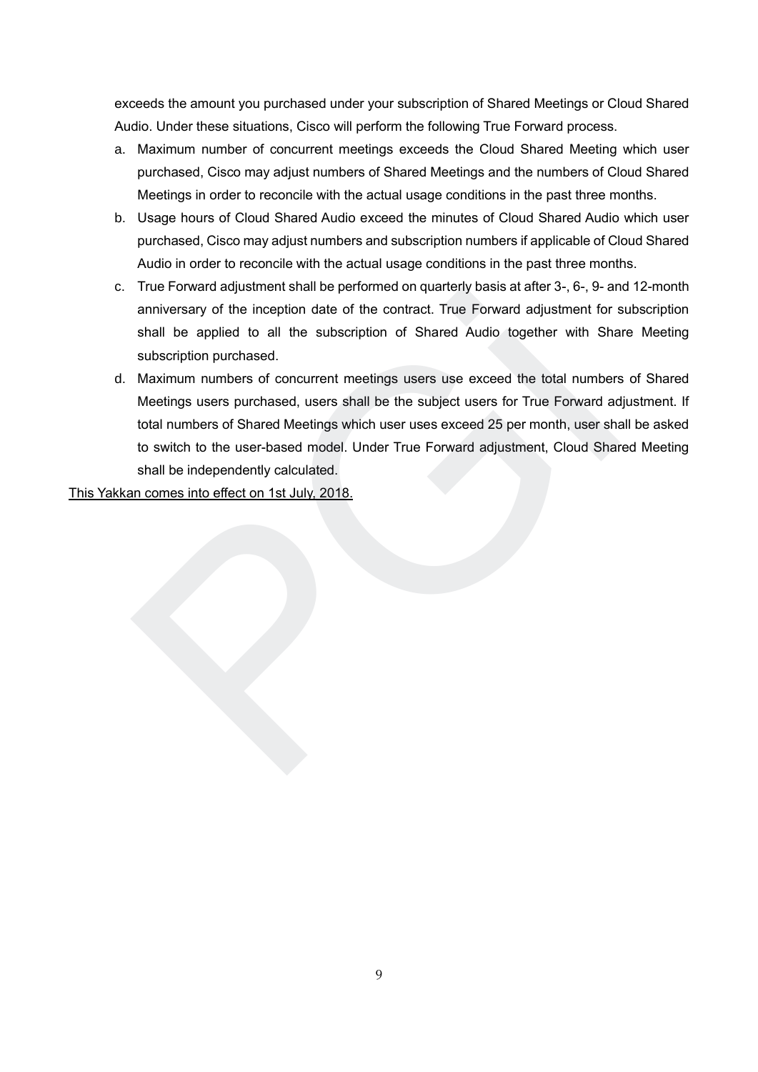exceeds the amount you purchased under your subscription of Shared Meetings or Cloud Shared Audio. Under these situations, Cisco will perform the following True Forward process.

a. Maximum number of concurrent meetings exceeds the Cloud Shared Meeting which user purchased, Cisco may adjust numbers of Shared Meetings and the numbers of Cloud Shared Meetings in order to reconcile with the actual usage conditions in the past three months.
b. Usage hours of Cloud Shared Audio exceed the minutes of Cloud Shared Audio which user purchased, Cisco may adjust numbers and subscription numbers if applicable of Cloud Shared Audio in order to reconcile with the actual usage conditions in the past three months.
c. True Forward adjustment shall be performed on quarterly basis at after 3-, 6-, 9- and 12-month anniversary of the inception date of the contract. True Forward adjustment for subscription shall be applied to all the subscription of Shared Audio together with Share Meeting subscription purchased.
d. Maximum numbers of concurrent meetings users use exceed the total numbers of Shared Meetings users purchased, users shall be the subject users for True Forward adjustment. If total numbers of Shared Meetings which user uses exceed 25 per month, user shall be asked to switch to the user-based model. Under True Forward adjustment, Cloud Shared Meeting shall be independently calculated.

<u>This Yakkan comes into effect on 1st July, 2018.</u>